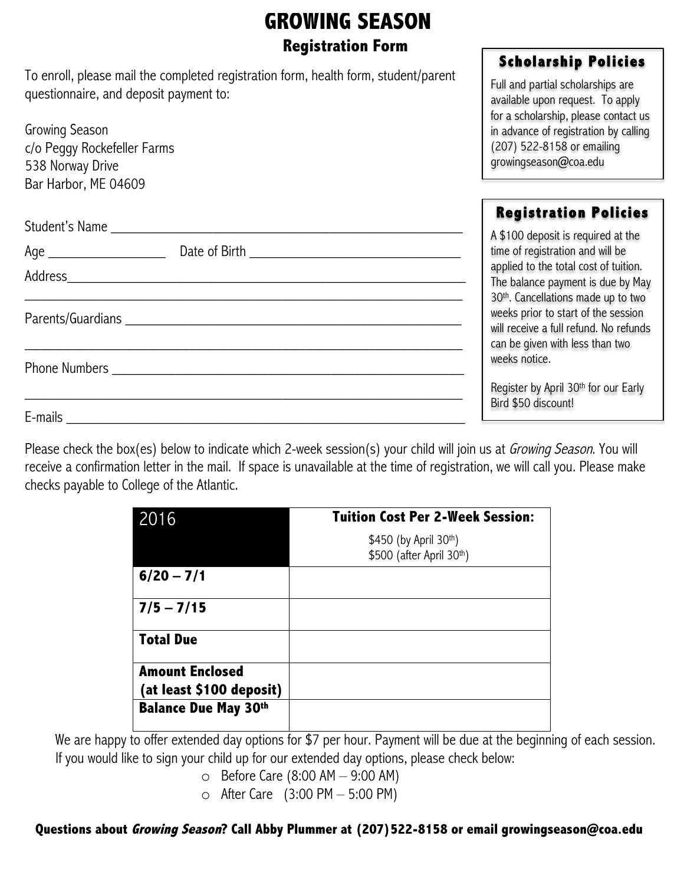# GROWING SEASON

## Registration Form

To enroll, please mail the completed registration form, health form, student/parent questionnaire, and deposit payment to:

Growing Season
c/o Peggy Rockefeller Farms
538 Norway Drive
Bar Harbor, ME 04609

### Scholarship Policies

Full and partial scholarships are available upon request. To apply for a scholarship, please contact us in advance of registration by calling (207) 522-8158 or emailing growingseason@coa.edu

### Registration Policies

A $100 deposit is required at the time of registration and will be applied to the total cost of tuition. The balance payment is due by May 30th. Cancellations made up to two weeks prior to start of the session will receive a full refund. No refunds can be given with less than two weeks notice.

Register by April 30th for our Early Bird $50 discount!

Student's Name ____________________________________________

Age ______________ Date of Birth ___________________________

Address____________________________________________________

___________________________________________________________

Parents/Guardians __________________________________________

___________________________________________________________

Phone Numbers _____________________________________________

___________________________________________________________

E-mails ____________________________________________________

Please check the box(es) below to indicate which 2-week session(s) your child will join us at *Growing Season*. You will receive a confirmation letter in the mail. If space is unavailable at the time of registration, we will call you. Please make checks payable to College of the Atlantic.

| 2016 | **Tuition Cost Per 2-Week Session:** $450 (by April 30th) $500 (after April 30th) |
|---|---|
| **6/20 – 7/1** | |
| **7/5 – 7/15** | |
| **Total Due** | |
| **Amount Enclosed (at least $100 deposit)** | |
| **Balance Due May 30th** | |

We are happy to offer extended day options for $7 per hour. Payment will be due at the beginning of each session. If you would like to sign your child up for our extended day options, please check below:

- Before Care (8:00 AM – 9:00 AM)
- After Care (3:00 PM – 5:00 PM)

**Questions about *Growing Season*? Call Abby Plummer at (207)522-8158 or email growingseason@coa.edu**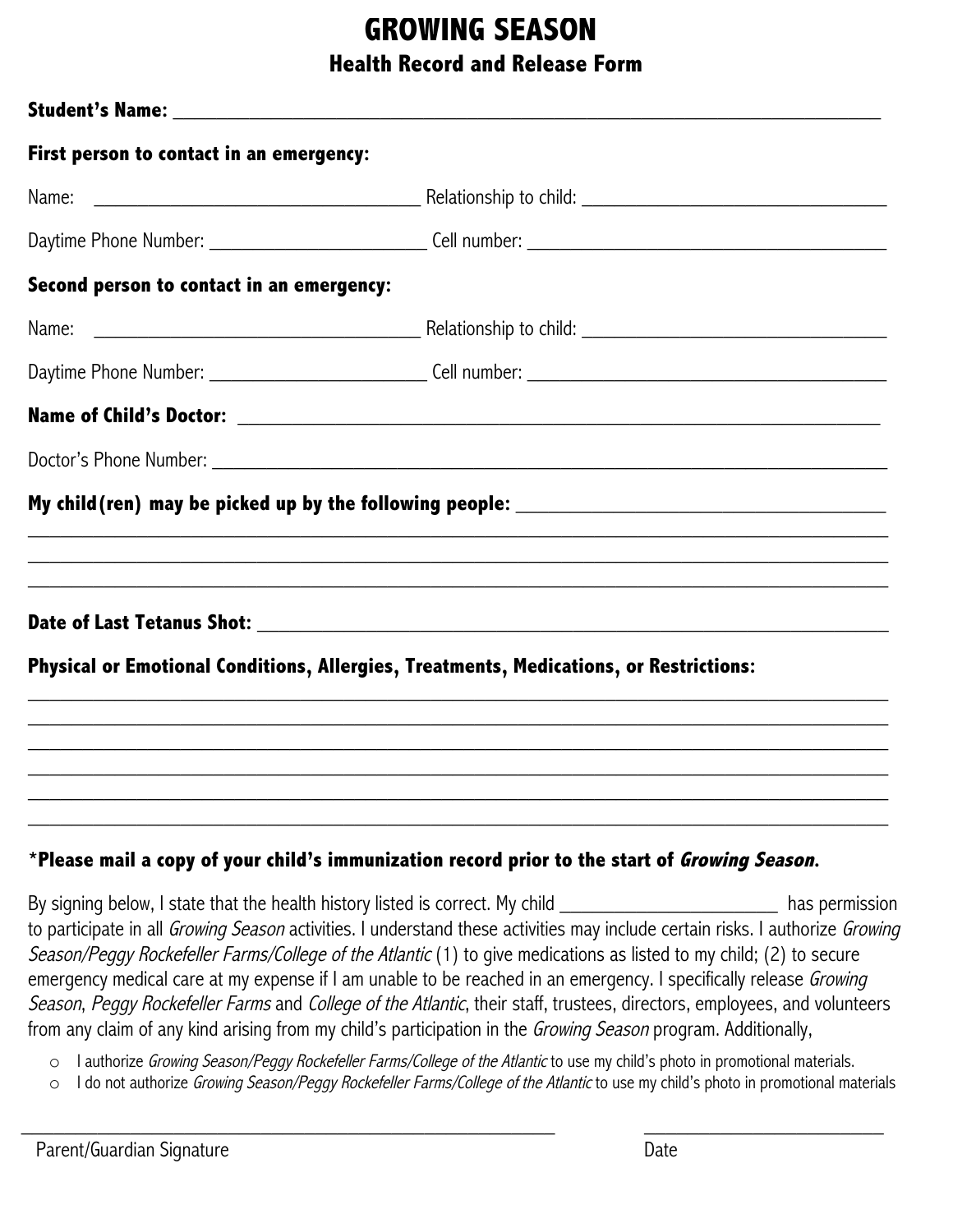# GROWING SEASON

## Health Record and Release Form

**Student's Name:** ______________________________________________________________________

**First person to contact in an emergency:**

Name: ________________________________ Relationship to child: ______________________________

Daytime Phone Number: ______________________ Cell number: ____________________________________

**Second person to contact in an emergency:**

Name: ________________________________ Relationship to child: ______________________________

Daytime Phone Number: ______________________ Cell number: ____________________________________

**Name of Child's Doctor:** ______________________________________________________________

Doctor's Phone Number: ______________________________________________________________________

**My child(ren) may be picked up by the following people:** ____________________________________

______________________________________________________________________________________

______________________________________________________________________________________

______________________________________________________________________________________

**Date of Last Tetanus Shot:** __________________________________________________________

**Physical or Emotional Conditions, Allergies, Treatments, Medications, or Restrictions:**

______________________________________________________________________________________

______________________________________________________________________________________

______________________________________________________________________________________

______________________________________________________________________________________

______________________________________________________________________________________

______________________________________________________________________________________

**\*Please mail a copy of your child's immunization record prior to the start of *Growing Season*.**

By signing below, I state that the health history listed is correct. My child ______________________ has permission to participate in all *Growing Season* activities. I understand these activities may include certain risks. I authorize *Growing Season/Peggy Rockefeller Farms/College of the Atlantic* (1) to give medications as listed to my child; (2) to secure emergency medical care at my expense if I am unable to be reached in an emergency. I specifically release *Growing Season*, *Peggy Rockefeller Farms* and *College of the Atlantic*, their staff, trustees, directors, employees, and volunteers from any claim of any kind arising from my child's participation in the *Growing Season* program. Additionally,

- I authorize *Growing Season/Peggy Rockefeller Farms/College of the Atlantic* to use my child's photo in promotional materials.
- I do not authorize *Growing Season/Peggy Rockefeller Farms/College of the Atlantic* to use my child's photo in promotional materials

__________________________________________________ ________________________

Parent/Guardian Signature Date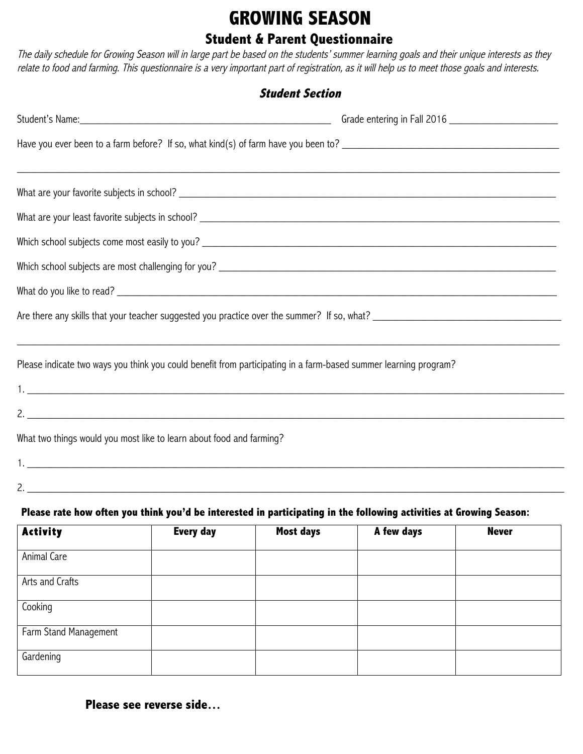# GROWING SEASON

## Student & Parent Questionnaire

*The daily schedule for Growing Season will in large part be based on the students' summer learning goals and their unique interests as they relate to food and farming. This questionnaire is a very important part of registration, as it will help us to meet those goals and interests.*

### *Student Section*

Student's Name:_______________________________ Grade entering in Fall 2016 _______________

Have you ever been to a farm before? If so, what kind(s) of farm have you been to? _______________________________

_______________________________________________________________________________

What are your favorite subjects in school? _______________________________________________

What are your least favorite subjects in school? ___________________________________________

Which school subjects come most easily to you? ___________________________________________

Which school subjects are most challenging for you? _______________________________________

What do you like to read? _____________________________________________________________

Are there any skills that your teacher suggested you practice over the summer? If so, what? ______________________

_______________________________________________________________________________

Please indicate two ways you think you could benefit from participating in a farm-based summer learning program?

1. _____________________________________________________________________________

2. _____________________________________________________________________________

What two things would you most like to learn about food and farming?

1. _____________________________________________________________________________

2. _____________________________________________________________________________

**Please rate how often you think you'd be interested in participating in the following activities at Growing Season:**

| Activity | Every day | Most days | A few days | Never |
|---|---|---|---|---|
| Animal Care | | | | |
| Arts and Crafts | | | | |
| Cooking | | | | |
| Farm Stand Management | | | | |
| Gardening | | | | |

**Please see reverse side…**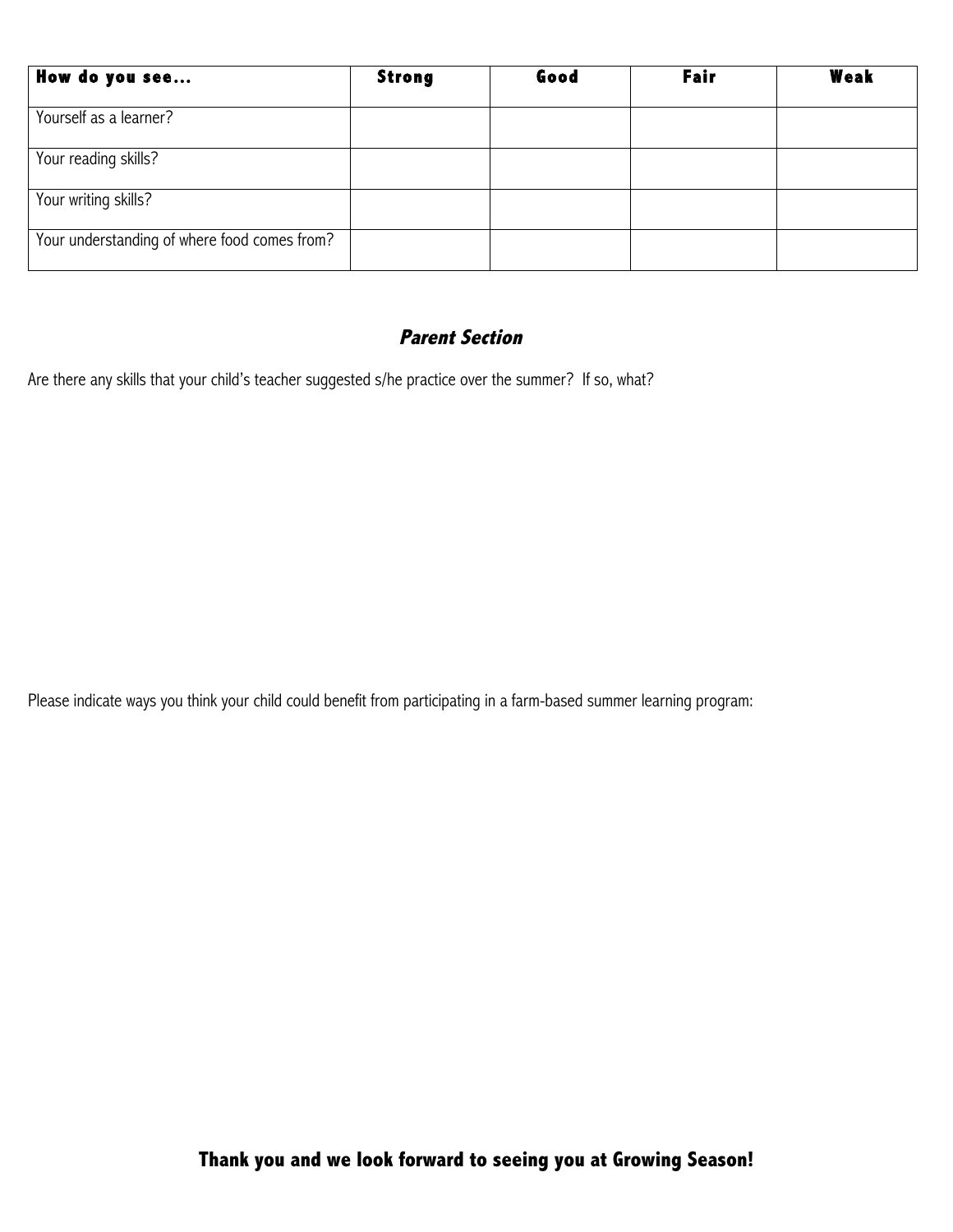| How do you see… | Strong | Good | Fair | Weak |
|---|---|---|---|---|
| Yourself as a learner? | | | | |
| Your reading skills? | | | | |
| Your writing skills? | | | | |
| Your understanding of where food comes from? | | | | |

## *Parent Section*

Are there any skills that your child's teacher suggested s/he practice over the summer? If so, what?

Please indicate ways you think your child could benefit from participating in a farm-based summer learning program:

**Thank you and we look forward to seeing you at Growing Season!**